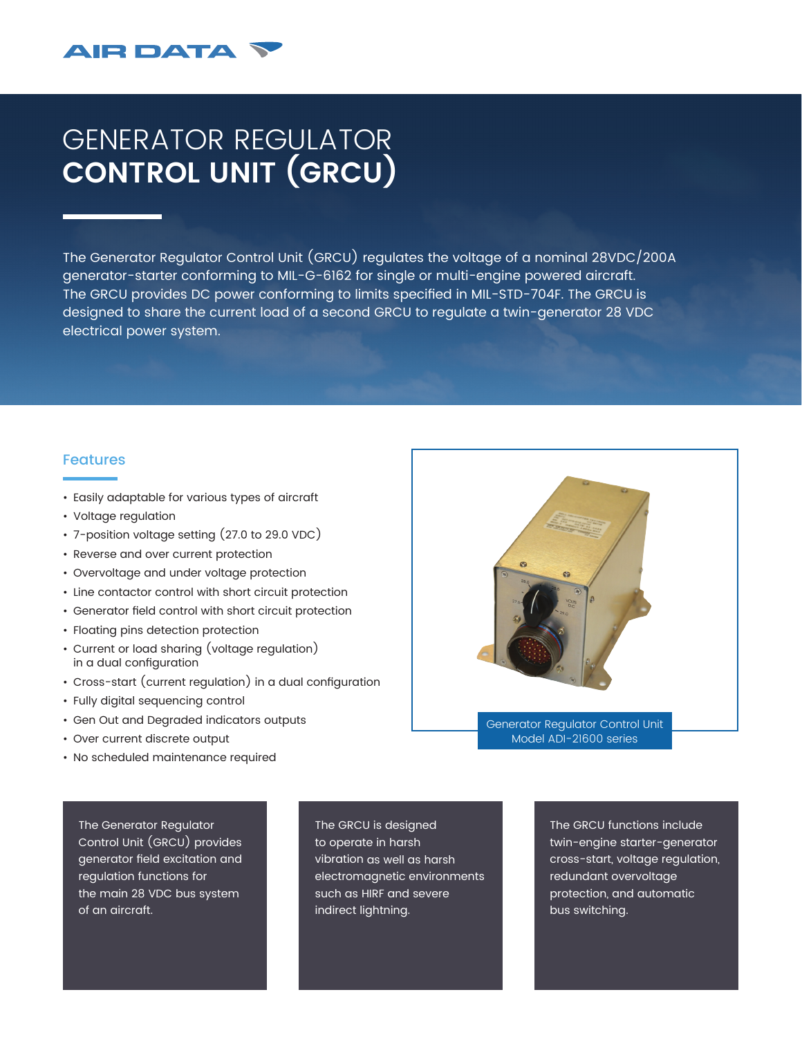AIR DATA

# GENERATOR REGULATOR **CONTROL UNIT (GRCU)**

The Generator Regulator Control Unit (GRCU) regulates the voltage of a nominal 28VDC/200A generator-starter conforming to MIL-G-6162 for single or multi-engine powered aircraft. The GRCU provides DC power conforming to limits specified in MIL-STD-704F. The GRCU is designed to share the current load of a second GRCU to regulate a twin-generator 28 VDC electrical power system.

## Features

- Easily adaptable for various types of aircraft
- Voltage regulation
- 7-position voltage setting (27.0 to 29.0 VDC)
- Reverse and over current protection
- Overvoltage and under voltage protection
- Line contactor control with short circuit protection
- Generator field control with short circuit protection
- Floating pins detection protection
- Current or load sharing (voltage regulation) in a dual configuration
- Cross-start (current regulation) in a dual configuration
- Fully digital sequencing control
- Gen Out and Degraded indicators outputs
- Over current discrete output
- No scheduled maintenance required

Generator Regulator Control Unit Model ADI-21600 series

The Generator Regulator Control Unit (GRCU) provides generator field excitation and regulation functions for the main 28 VDC bus system of an aircraft.

The GRCU is designed to operate in harsh vibration as well as harsh electromagnetic environments such as HIRF and severe indirect lightning.

The GRCU functions include twin-engine starter-generator cross-start, voltage regulation, redundant overvoltage protection, and automatic bus switching.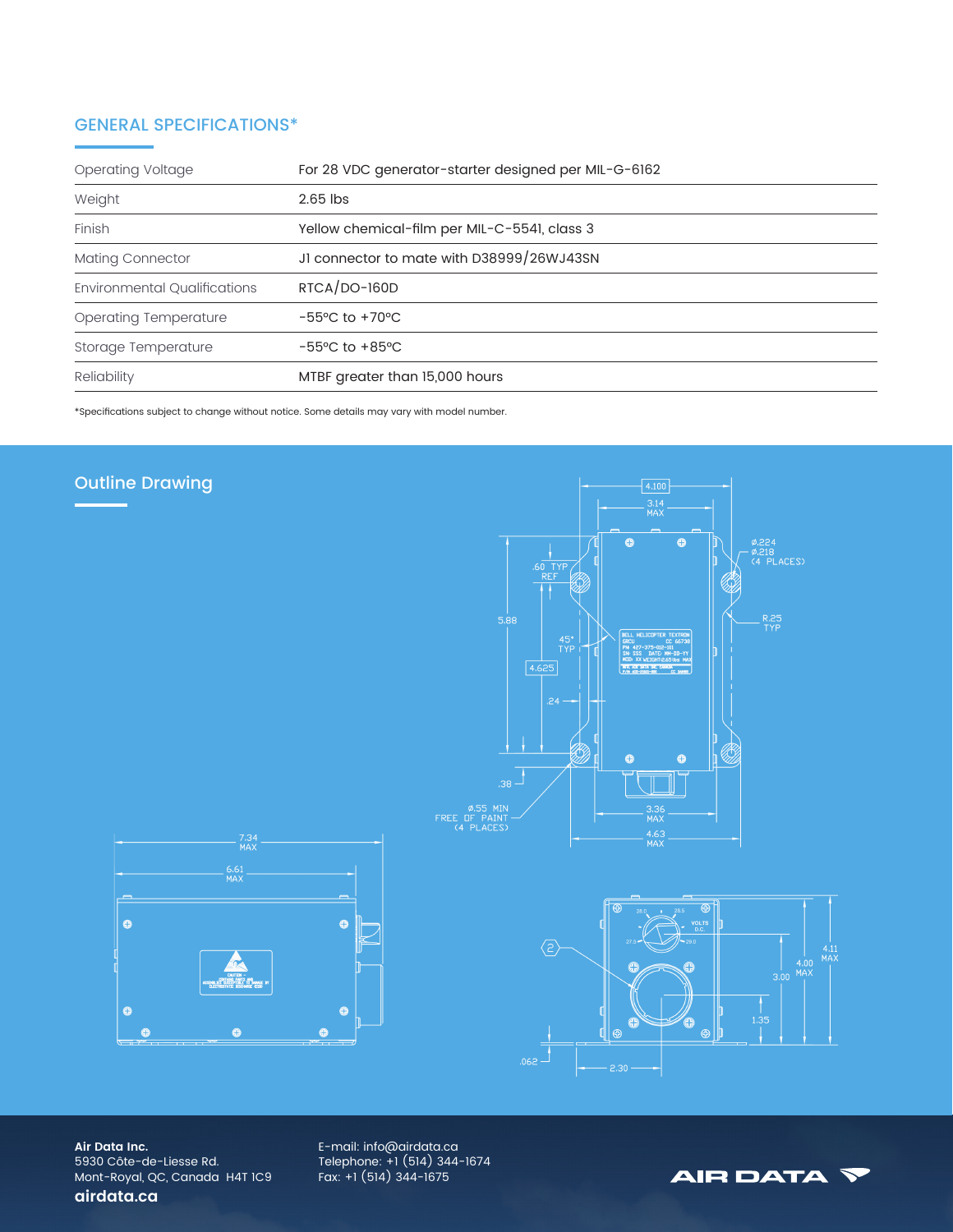## GENERAL SPECIFICATIONS*

| | |
|---|---|
| Operating Voltage | For 28 VDC generator-starter designed per MIL-G-6162 |
| Weight | 2.65 lbs |
| Finish | Yellow chemical-film per MIL-C-5541, class 3 |
| Mating Connector | J1 connector to mate with D38999/26WJ43SN |
| Environmental Qualifications | RTCA/DO-160D |
| Operating Temperature | -55°C to +70°C |
| Storage Temperature | -55°C to +85°C |
| Reliability | MTBF greater than 15,000 hours |

*Specifications subject to change without notice. Some details may vary with model number.

## Outline Drawing

4.100
3.14 MAX
Ø.224
Ø.218
(4 PLACES)
.60 TYP REF
R.25 TYP
5.88
45° TYP
4.625
.24
.38
Ø.55 MIN FREE OF PAINT (4 PLACES)
3.36 MAX
4.63 MAX
7.34 MAX
6.61 MAX
4.11 MAX
4.00 MAX
3.00
1.35
.062
2.30
2

**Air Data Inc.**
5930 Côte-de-Liesse Rd.
Mont-Royal, QC, Canada H4T 1C9
**airdata.ca**

E-mail: info@airdata.ca
Telephone: +1 (514) 344-1674
Fax: +1 (514) 344-1675

AIR DATA